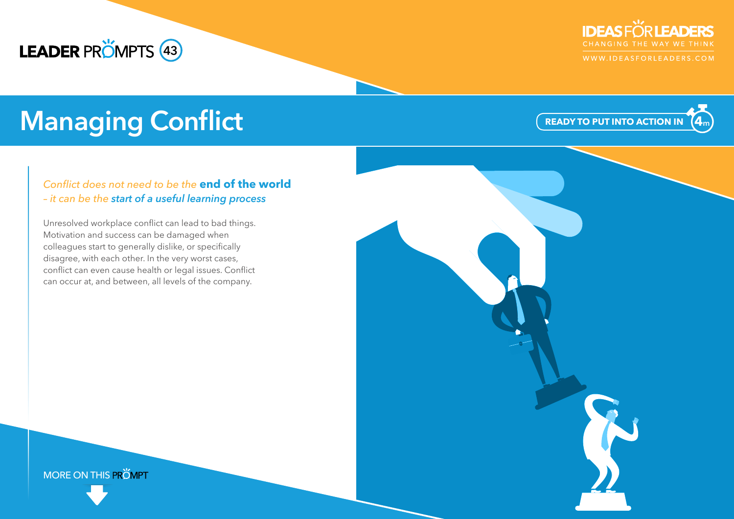LEADER PRÖMPTS 43

IDEAS FÖR LEADERS
CHANGING THE WAY WE THINK
WWW.IDEASFORLEADERS.COM

# Managing Conflict

READY TO PUT INTO ACTION IN 4m

*Conflict does not need to be the* ***end of the world*** *– it can be the* ***start of a useful learning process***

Unresolved workplace conflict can lead to bad things. Motivation and success can be damaged when colleagues start to generally dislike, or specifically disagree, with each other. In the very worst cases, conflict can even cause health or legal issues. Conflict can occur at, and between, all levels of the company.

MORE ON THIS PRÖMPT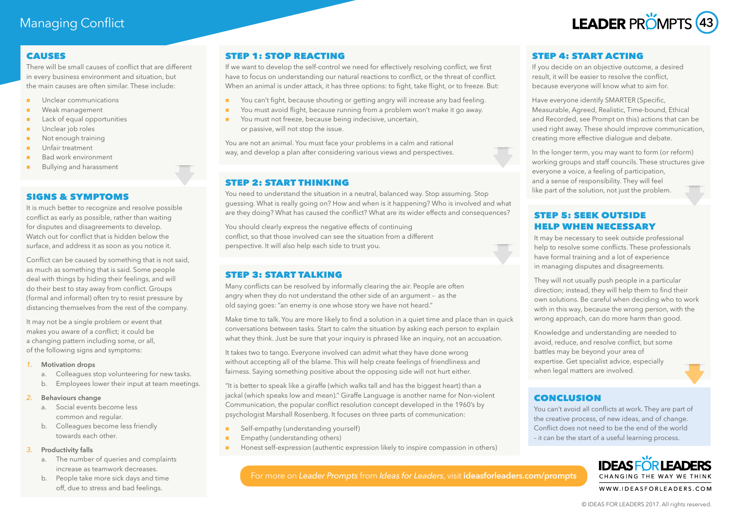# Managing Conflict

## CAUSES

There will be small causes of conflict that are different in every business environment and situation, but the main causes are often similar. These include:

- Unclear communications
- Weak management
- Lack of equal opportunities
- Unclear job roles
- Not enough training
- Unfair treatment
- Bad work environment
- Bullying and harassment

## SIGNS & SYMPTOMS

It is much better to recognize and resolve possible conflict as early as possible, rather than waiting for disputes and disagreements to develop. Watch out for conflict that is hidden below the surface, and address it as soon as you notice it.

Conflict can be caused by something that is not said, as much as something that is said. Some people deal with things by hiding their feelings, and will do their best to stay away from conflict. Groups (formal and informal) often try to resist pressure by distancing themselves from the rest of the company.

It may not be a single problem or event that makes you aware of a conflict; it could be a changing pattern including some, or all, of the following signs and symptoms:

1. Motivation drops
   a. Colleagues stop volunteering for new tasks.
   b. Employees lower their input at team meetings.
2. Behaviours change
   a. Social events become less common and regular.
   b. Colleagues become less friendly towards each other.
3. Productivity falls
   a. The number of queries and complaints increase as teamwork decreases.
   b. People take more sick days and time off, due to stress and bad feelings.

## STEP 1: STOP REACTING

If we want to develop the self-control we need for effectively resolving conflict, we first have to focus on understanding our natural reactions to conflict, or the threat of conflict. When an animal is under attack, it has three options: to fight, take flight, or to freeze. But:

- You can't fight, because shouting or getting angry will increase any bad feeling.
- You must avoid flight, because running from a problem won't make it go away.
- You must not freeze, because being indecisive, uncertain, or passive, will not stop the issue.

You are not an animal. You must face your problems in a calm and rational way, and develop a plan after considering various views and perspectives.

## STEP 2: START THINKING

You need to understand the situation in a neutral, balanced way. Stop assuming. Stop guessing. What is really going on? How and when is it happening? Who is involved and what are they doing? What has caused the conflict? What are its wider effects and consequences?

You should clearly express the negative effects of continuing conflict, so that those involved can see the situation from a different perspective. It will also help each side to trust you.

## STEP 3: START TALKING

Many conflicts can be resolved by informally clearing the air. People are often angry when they do not understand the other side of an argument – as the old saying goes: "an enemy is one whose story we have not heard."

Make time to talk. You are more likely to find a solution in a quiet time and place than in quick conversations between tasks. Start to calm the situation by asking each person to explain what they think. Just be sure that your inquiry is phrased like an inquiry, not an accusation.

It takes two to tango. Everyone involved can admit what they have done wrong without accepting all of the blame. This will help create feelings of friendliness and fairness. Saying something positive about the opposing side will not hurt either.

"It is better to speak like a giraffe (which walks tall and has the biggest heart) than a jackal (which speaks low and mean)." Giraffe Language is another name for Non-violent Communication, the popular conflict resolution concept developed in the 1960's by psychologist Marshall Rosenberg. It focuses on three parts of communication:

- Self-empathy (understanding yourself)
- Empathy (understanding others)
- Honest self-expression (authentic expression likely to inspire compassion in others)

## STEP 4: START ACTING

If you decide on an objective outcome, a desired result, it will be easier to resolve the conflict, because everyone will know what to aim for.

Have everyone identify SMARTER (Specific, Measurable, Agreed, Realistic, Time-bound, Ethical and Recorded, see Prompt on this) actions that can be used right away. These should improve communication, creating more effective dialogue and debate.

In the longer term, you may want to form (or reform) working groups and staff councils. These structures give everyone a voice, a feeling of participation, and a sense of responsibility. They will feel like part of the solution, not just the problem.

## STEP 5: SEEK OUTSIDE HELP WHEN NECESSARY

It may be necessary to seek outside professional help to resolve some conflicts. These professionals have formal training and a lot of experience in managing disputes and disagreements.

They will not usually push people in a particular direction; instead, they will help them to find their own solutions. Be careful when deciding who to work with in this way, because the wrong person, with the wrong approach, can do more harm than good.

Knowledge and understanding are needed to avoid, reduce, and resolve conflict, but some battles may be beyond your area of expertise. Get specialist advice, especially when legal matters are involved.

## CONCLUSION

You can't avoid all conflicts at work. They are part of the creative process, of new ideas, and of change. Conflict does not need to be the end of the world – it can be the start of a useful learning process.

For more on *Leader Prompts* from *Ideas for Leaders*, visit **ideasforleaders.com/prompts**

IDEAS FOR LEADERS
CHANGING THE WAY WE THINK
WWW.IDEASFORLEADERS.COM

© IDEAS FOR LEADERS 2017. All rights reserved.